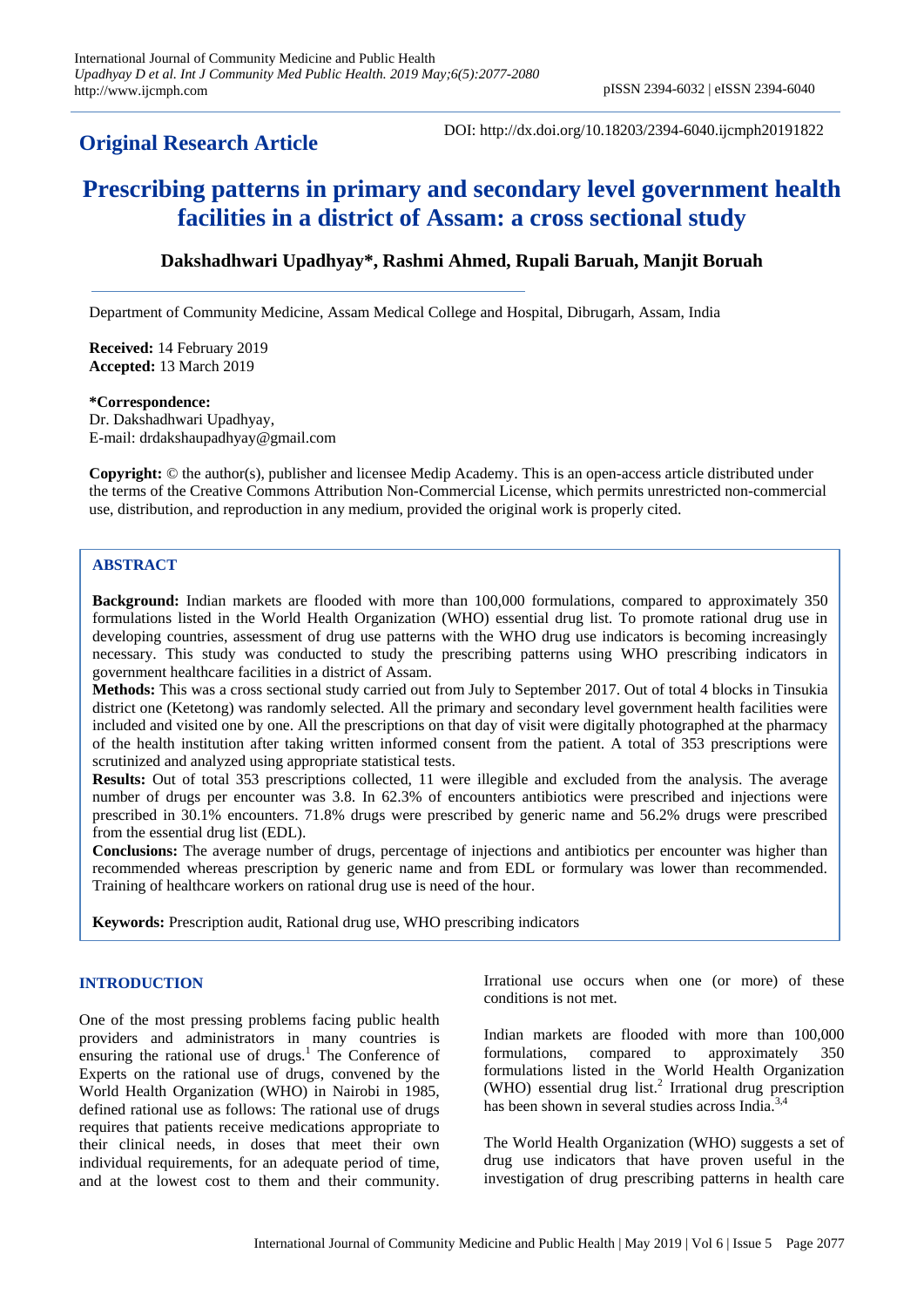**Original Research Article**

DOI: http://dx.doi.org/10.18203/2394-6040.ijcmph20191822

# Prescribing patterns in primary and secondary level government health facilities in a district of Assam: a cross sectional study

**Dakshadhwari Upadhyay*, Rashmi Ahmed, Rupali Baruah, Manjit Boruah**

Department of Community Medicine, Assam Medical College and Hospital, Dibrugarh, Assam, India

**Received:** 14 February 2019
**Accepted:** 13 March 2019

***Correspondence:**
Dr. Dakshadhwari Upadhyay,
E-mail: drdakshaupadhyay@gmail.com

**Copyright:** © the author(s), publisher and licensee Medip Academy. This is an open-access article distributed under the terms of the Creative Commons Attribution Non-Commercial License, which permits unrestricted non-commercial use, distribution, and reproduction in any medium, provided the original work is properly cited.

## ABSTRACT

**Background:** Indian markets are flooded with more than 100,000 formulations, compared to approximately 350 formulations listed in the World Health Organization (WHO) essential drug list. To promote rational drug use in developing countries, assessment of drug use patterns with the WHO drug use indicators is becoming increasingly necessary. This study was conducted to study the prescribing patterns using WHO prescribing indicators in government healthcare facilities in a district of Assam.

**Methods:** This was a cross sectional study carried out from July to September 2017. Out of total 4 blocks in Tinsukia district one (Ketetong) was randomly selected. All the primary and secondary level government health facilities were included and visited one by one. All the prescriptions on that day of visit were digitally photographed at the pharmacy of the health institution after taking written informed consent from the patient. A total of 353 prescriptions were scrutinized and analyzed using appropriate statistical tests.

**Results:** Out of total 353 prescriptions collected, 11 were illegible and excluded from the analysis. The average number of drugs per encounter was 3.8. In 62.3% of encounters antibiotics were prescribed and injections were prescribed in 30.1% encounters. 71.8% drugs were prescribed by generic name and 56.2% drugs were prescribed from the essential drug list (EDL).

**Conclusions:** The average number of drugs, percentage of injections and antibiotics per encounter was higher than recommended whereas prescription by generic name and from EDL or formulary was lower than recommended. Training of healthcare workers on rational drug use is need of the hour.

**Keywords:** Prescription audit, Rational drug use, WHO prescribing indicators

## INTRODUCTION

One of the most pressing problems facing public health providers and administrators in many countries is ensuring the rational use of drugs.[1] The Conference of Experts on the rational use of drugs, convened by the World Health Organization (WHO) in Nairobi in 1985, defined rational use as follows: The rational use of drugs requires that patients receive medications appropriate to their clinical needs, in doses that meet their own individual requirements, for an adequate period of time, and at the lowest cost to them and their community. Irrational use occurs when one (or more) of these conditions is not met.

Indian markets are flooded with more than 100,000 formulations, compared to approximately 350 formulations listed in the World Health Organization (WHO) essential drug list.[2] Irrational drug prescription has been shown in several studies across India.[3,4]

The World Health Organization (WHO) suggests a set of drug use indicators that have proven useful in the investigation of drug prescribing patterns in health care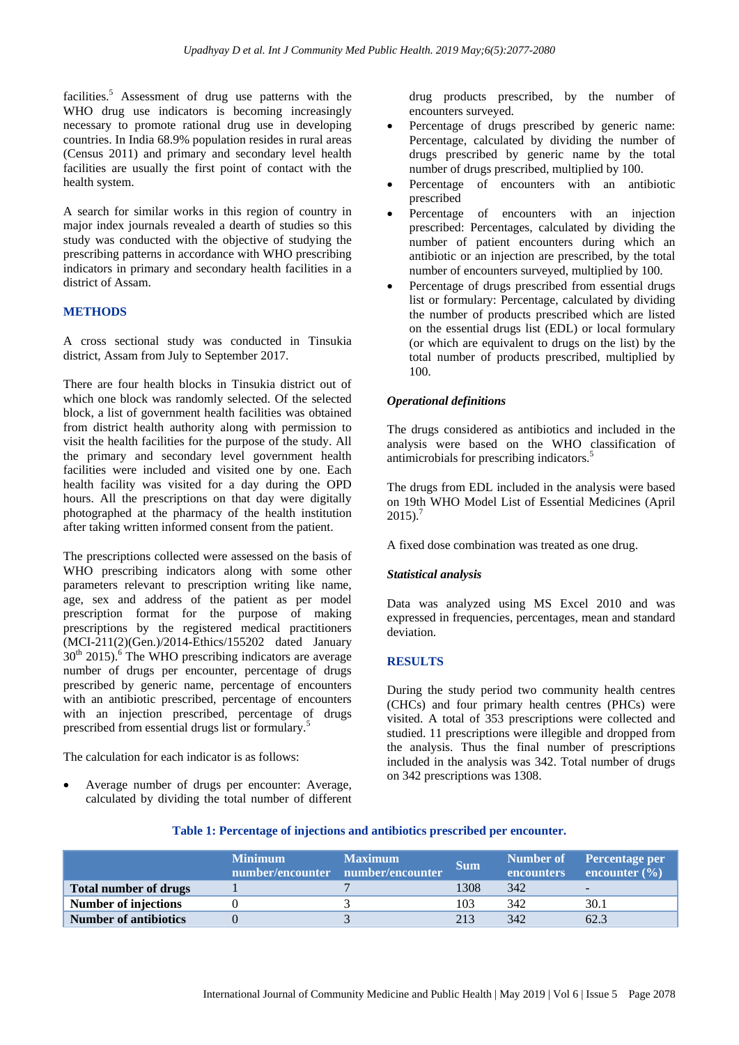facilities.[5] Assessment of drug use patterns with the WHO drug use indicators is becoming increasingly necessary to promote rational drug use in developing countries. In India 68.9% population resides in rural areas (Census 2011) and primary and secondary level health facilities are usually the first point of contact with the health system.

A search for similar works in this region of country in major index journals revealed a dearth of studies so this study was conducted with the objective of studying the prescribing patterns in accordance with WHO prescribing indicators in primary and secondary health facilities in a district of Assam.

## METHODS

A cross sectional study was conducted in Tinsukia district, Assam from July to September 2017.

There are four health blocks in Tinsukia district out of which one block was randomly selected. Of the selected block, a list of government health facilities was obtained from district health authority along with permission to visit the health facilities for the purpose of the study. All the primary and secondary level government health facilities were included and visited one by one. Each health facility was visited for a day during the OPD hours. All the prescriptions on that day were digitally photographed at the pharmacy of the health institution after taking written informed consent from the patient.

The prescriptions collected were assessed on the basis of WHO prescribing indicators along with some other parameters relevant to prescription writing like name, age, sex and address of the patient as per model prescription format for the purpose of making prescriptions by the registered medical practitioners (MCI-211(2)(Gen.)/2014-Ethics/155202 dated January 30th 2015).[6] The WHO prescribing indicators are average number of drugs per encounter, percentage of drugs prescribed by generic name, percentage of encounters with an antibiotic prescribed, percentage of encounters with an injection prescribed, percentage of drugs prescribed from essential drugs list or formulary.[5]

The calculation for each indicator is as follows:

- Average number of drugs per encounter: Average, calculated by dividing the total number of different drug products prescribed, by the number of encounters surveyed.
- Percentage of drugs prescribed by generic name: Percentage, calculated by dividing the number of drugs prescribed by generic name by the total number of drugs prescribed, multiplied by 100.
- Percentage of encounters with an antibiotic prescribed
- Percentage of encounters with an injection prescribed: Percentages, calculated by dividing the number of patient encounters during which an antibiotic or an injection are prescribed, by the total number of encounters surveyed, multiplied by 100.
- Percentage of drugs prescribed from essential drugs list or formulary: Percentage, calculated by dividing the number of products prescribed which are listed on the essential drugs list (EDL) or local formulary (or which are equivalent to drugs on the list) by the total number of products prescribed, multiplied by 100.

### *Operational definitions*

The drugs considered as antibiotics and included in the analysis were based on the WHO classification of antimicrobials for prescribing indicators.[5]

The drugs from EDL included in the analysis were based on 19th WHO Model List of Essential Medicines (April 2015).[7]

A fixed dose combination was treated as one drug.

### *Statistical analysis*

Data was analyzed using MS Excel 2010 and was expressed in frequencies, percentages, mean and standard deviation.

## RESULTS

During the study period two community health centres (CHCs) and four primary health centres (PHCs) were visited. A total of 353 prescriptions were collected and studied. 11 prescriptions were illegible and dropped from the analysis. Thus the final number of prescriptions included in the analysis was 342. Total number of drugs on 342 prescriptions was 1308.

**Table 1: Percentage of injections and antibiotics prescribed per encounter.**

| | Minimum number/encounter | Maximum number/encounter | Sum | Number of encounters | Percentage per encounter (%) |
|---|---|---|---|---|---|
| **Total number of drugs** | 1 | 7 | 1308 | 342 | - |
| **Number of injections** | 0 | 3 | 103 | 342 | 30.1 |
| **Number of antibiotics** | 0 | 3 | 213 | 342 | 62.3 |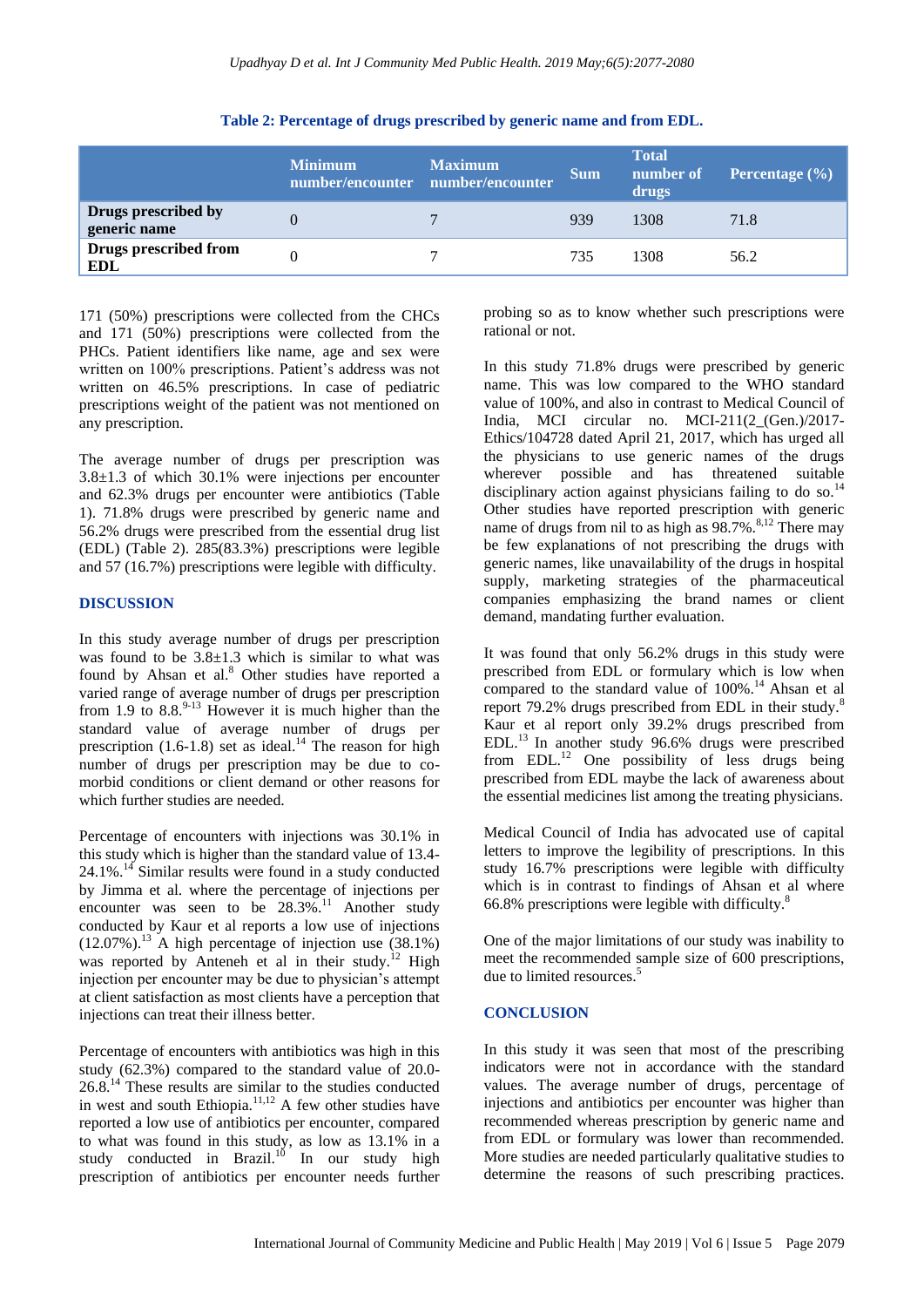**Table 2: Percentage of drugs prescribed by generic name and from EDL.**

| | Minimum number/encounter | Maximum number/encounter | Sum | Total number of drugs | Percentage (%) |
|---|---|---|---|---|---|
| **Drugs prescribed by generic name** | 0 | 7 | 939 | 1308 | 71.8 |
| **Drugs prescribed from EDL** | 0 | 7 | 735 | 1308 | 56.2 |

171 (50%) prescriptions were collected from the CHCs and 171 (50%) prescriptions were collected from the PHCs. Patient identifiers like name, age and sex were written on 100% prescriptions. Patient's address was not written on 46.5% prescriptions. In case of pediatric prescriptions weight of the patient was not mentioned on any prescription.

The average number of drugs per prescription was 3.8±1.3 of which 30.1% were injections per encounter and 62.3% drugs per encounter were antibiotics (Table 1). 71.8% drugs were prescribed by generic name and 56.2% drugs were prescribed from the essential drug list (EDL) (Table 2). 285(83.3%) prescriptions were legible and 57 (16.7%) prescriptions were legible with difficulty.

## DISCUSSION

In this study average number of drugs per prescription was found to be 3.8±1.3 which is similar to what was found by Ahsan et al.[8] Other studies have reported a varied range of average number of drugs per prescription from 1.9 to 8.8.[9-13] However it is much higher than the standard value of average number of drugs per prescription (1.6-1.8) set as ideal.[14] The reason for high number of drugs per prescription may be due to co-morbid conditions or client demand or other reasons for which further studies are needed.

Percentage of encounters with injections was 30.1% in this study which is higher than the standard value of 13.4-24.1%.[14] Similar results were found in a study conducted by Jimma et al. where the percentage of injections per encounter was seen to be 28.3%.[11] Another study conducted by Kaur et al reports a low use of injections (12.07%).[13] A high percentage of injection use (38.1%) was reported by Anteneh et al in their study.[12] High injection per encounter may be due to physician's attempt at client satisfaction as most clients have a perception that injections can treat their illness better.

Percentage of encounters with antibiotics was high in this study (62.3%) compared to the standard value of 20.0-26.8.[14] These results are similar to the studies conducted in west and south Ethiopia.[11,12] A few other studies have reported a low use of antibiotics per encounter, compared to what was found in this study, as low as 13.1% in a study conducted in Brazil.[10] In our study high prescription of antibiotics per encounter needs further probing so as to know whether such prescriptions were rational or not.

In this study 71.8% drugs were prescribed by generic name. This was low compared to the WHO standard value of 100%, and also in contrast to Medical Council of India, MCI circular no. MCI-211(2_(Gen.)/2017-Ethics/104728 dated April 21, 2017, which has urged all the physicians to use generic names of the drugs wherever possible and has threatened suitable disciplinary action against physicians failing to do so.[14] Other studies have reported prescription with generic name of drugs from nil to as high as 98.7%.[8,12] There may be few explanations of not prescribing the drugs with generic names, like unavailability of the drugs in hospital supply, marketing strategies of the pharmaceutical companies emphasizing the brand names or client demand, mandating further evaluation.

It was found that only 56.2% drugs in this study were prescribed from EDL or formulary which is low when compared to the standard value of 100%.[14] Ahsan et al report 79.2% drugs prescribed from EDL in their study.[8] Kaur et al report only 39.2% drugs prescribed from EDL.[13] In another study 96.6% drugs were prescribed from EDL.[12] One possibility of less drugs being prescribed from EDL maybe the lack of awareness about the essential medicines list among the treating physicians.

Medical Council of India has advocated use of capital letters to improve the legibility of prescriptions. In this study 16.7% prescriptions were legible with difficulty which is in contrast to findings of Ahsan et al where 66.8% prescriptions were legible with difficulty.[8]

One of the major limitations of our study was inability to meet the recommended sample size of 600 prescriptions, due to limited resources.[5]

## CONCLUSION

In this study it was seen that most of the prescribing indicators were not in accordance with the standard values. The average number of drugs, percentage of injections and antibiotics per encounter was higher than recommended whereas prescription by generic name and from EDL or formulary was lower than recommended. More studies are needed particularly qualitative studies to determine the reasons of such prescribing practices.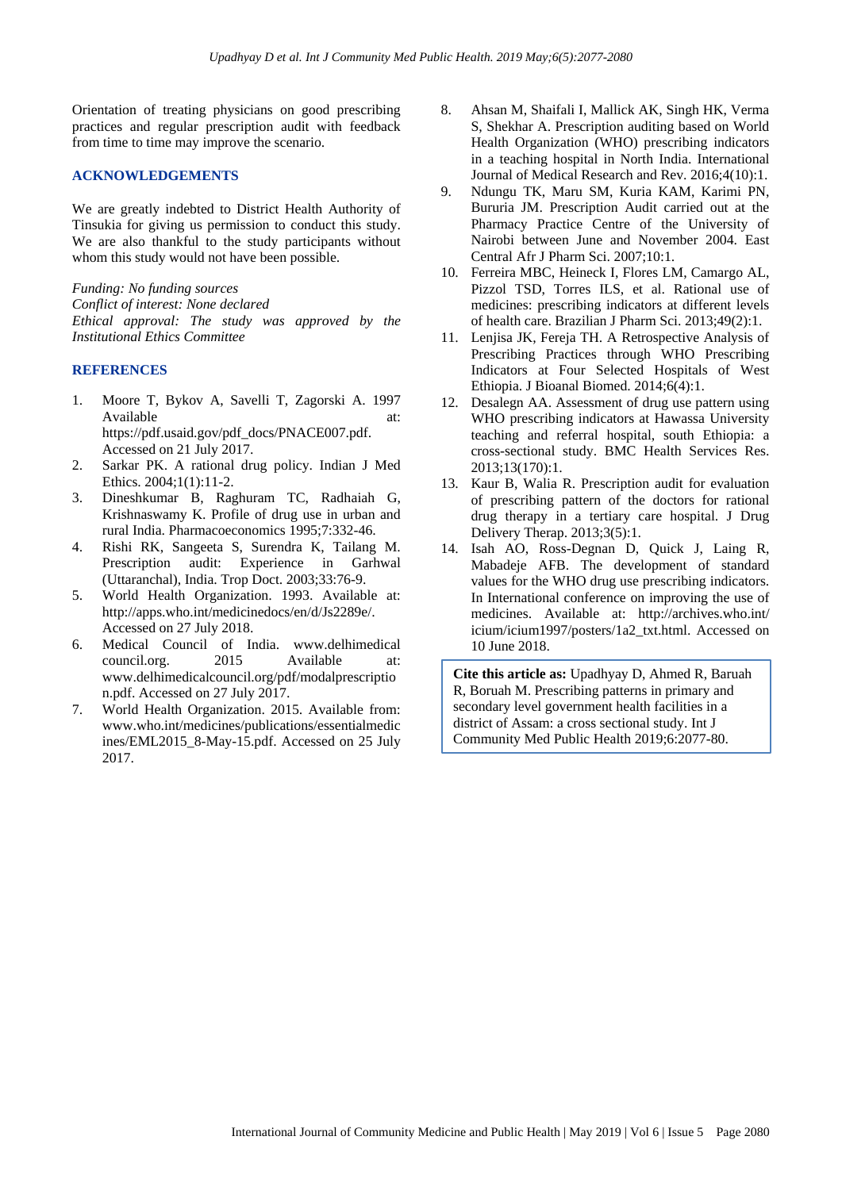Orientation of treating physicians on good prescribing practices and regular prescription audit with feedback from time to time may improve the scenario.

## ACKNOWLEDGEMENTS

We are greatly indebted to District Health Authority of Tinsukia for giving us permission to conduct this study. We are also thankful to the study participants without whom this study would not have been possible.

*Funding: No funding sources*
*Conflict of interest: None declared*
*Ethical approval: The study was approved by the Institutional Ethics Committee*

## REFERENCES

1. Moore T, Bykov A, Savelli T, Zagorski A. 1997 Available at: https://pdf.usaid.gov/pdf_docs/PNACE007.pdf. Accessed on 21 July 2017.
2. Sarkar PK. A rational drug policy. Indian J Med Ethics. 2004;1(1):11-2.
3. Dineshkumar B, Raghuram TC, Radhaiah G, Krishnaswamy K. Profile of drug use in urban and rural India. Pharmacoeconomics 1995;7:332-46.
4. Rishi RK, Sangeeta S, Surendra K, Tailang M. Prescription audit: Experience in Garhwal (Uttaranchal), India. Trop Doct. 2003;33:76-9.
5. World Health Organization. 1993. Available at: http://apps.who.int/medicinedocs/en/d/Js2289e/. Accessed on 27 July 2018.
6. Medical Council of India. www.delhimedical council.org. 2015 Available at: www.delhimedicalcouncil.org/pdf/modalprescription.pdf. Accessed on 27 July 2017.
7. World Health Organization. 2015. Available from: www.who.int/medicines/publications/essentialmedicines/EML2015_8-May-15.pdf. Accessed on 25 July 2017.
8. Ahsan M, Shaifali I, Mallick AK, Singh HK, Verma S, Shekhar A. Prescription auditing based on World Health Organization (WHO) prescribing indicators in a teaching hospital in North India. International Journal of Medical Research and Rev. 2016;4(10):1.
9. Ndungu TK, Maru SM, Kuria KAM, Karimi PN, Bururia JM. Prescription Audit carried out at the Pharmacy Practice Centre of the University of Nairobi between June and November 2004. East Central Afr J Pharm Sci. 2007;10:1.
10. Ferreira MBC, Heineck I, Flores LM, Camargo AL, Pizzol TSD, Torres ILS, et al. Rational use of medicines: prescribing indicators at different levels of health care. Brazilian J Pharm Sci. 2013;49(2):1.
11. Lenjisa JK, Fereja TH. A Retrospective Analysis of Prescribing Practices through WHO Prescribing Indicators at Four Selected Hospitals of West Ethiopia. J Bioanal Biomed. 2014;6(4):1.
12. Desalegn AA. Assessment of drug use pattern using WHO prescribing indicators at Hawassa University teaching and referral hospital, south Ethiopia: a cross-sectional study. BMC Health Services Res. 2013;13(170):1.
13. Kaur B, Walia R. Prescription audit for evaluation of prescribing pattern of the doctors for rational drug therapy in a tertiary care hospital. J Drug Delivery Therap. 2013;3(5):1.
14. Isah AO, Ross-Degnan D, Quick J, Laing R, Mabadeje AFB. The development of standard values for the WHO drug use prescribing indicators. In International conference on improving the use of medicines. Available at: http://archives.who.int/icium/icium1997/posters/1a2_txt.html. Accessed on 10 June 2018.

**Cite this article as:** Upadhyay D, Ahmed R, Baruah R, Boruah M. Prescribing patterns in primary and secondary level government health facilities in a district of Assam: a cross sectional study. Int J Community Med Public Health 2019;6:2077-80.